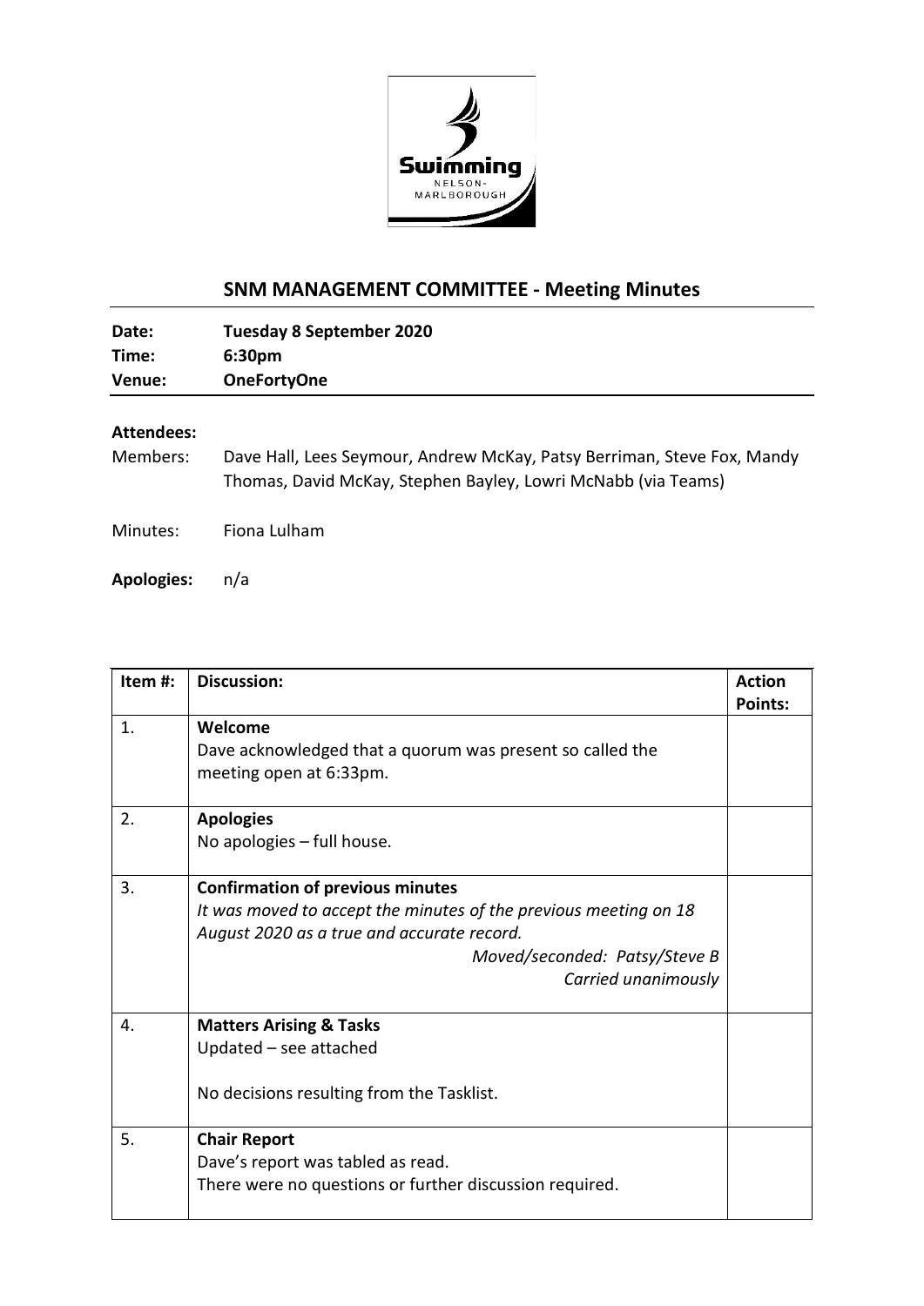## SNM MANAGEMENT COMMITTEE - Meeting Minutes

| | |
|---|---|
| **Date:** | **Tuesday 8 September 2020** |
| **Time:** | **6:30pm** |
| **Venue:** | **OneFortyOne** |

**Attendees:**

Members: Dave Hall, Lees Seymour, Andrew McKay, Patsy Berriman, Steve Fox, Mandy Thomas, David McKay, Stephen Bayley, Lowri McNabb (via Teams)

Minutes: Fiona Lulham

**Apologies:** n/a

| Item #: | Discussion: | Action Points: |
|---|---|---|
| 1. | **Welcome**<br>Dave acknowledged that a quorum was present so called the meeting open at 6:33pm. | |
| 2. | **Apologies**<br>No apologies – full house. | |
| 3. | **Confirmation of previous minutes**<br>*It was moved to accept the minutes of the previous meeting on 18 August 2020 as a true and accurate record.*<br>*Moved/seconded: Patsy/Steve B*<br>*Carried unanimously* | |
| 4. | **Matters Arising & Tasks**<br>Updated – see attached<br><br>No decisions resulting from the Tasklist. | |
| 5. | **Chair Report**<br>Dave's report was tabled as read.<br>There were no questions or further discussion required. | |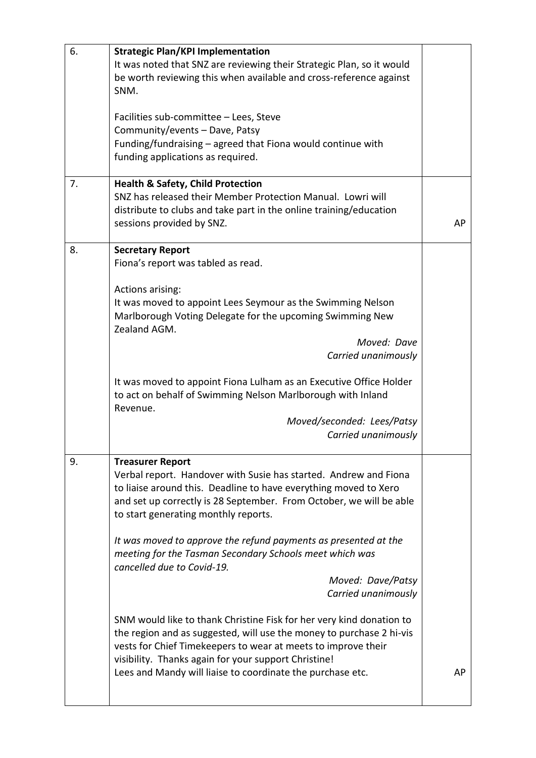| | | |
|---|---|---|
| 6. | **Strategic Plan/KPI Implementation**<br>It was noted that SNZ are reviewing their Strategic Plan, so it would be worth reviewing this when available and cross-reference against SNM.<br><br>Facilities sub-committee – Lees, Steve<br>Community/events – Dave, Patsy<br>Funding/fundraising – agreed that Fiona would continue with funding applications as required. | |
| 7. | **Health & Safety, Child Protection**<br>SNZ has released their Member Protection Manual. Lowri will distribute to clubs and take part in the online training/education sessions provided by SNZ. | AP |
| 8. | **Secretary Report**<br>Fiona's report was tabled as read.<br><br>Actions arising:<br>It was moved to appoint Lees Seymour as the Swimming Nelson Marlborough Voting Delegate for the upcoming Swimming New Zealand AGM.<br>*Moved: Dave*<br>*Carried unanimously*<br><br>It was moved to appoint Fiona Lulham as an Executive Office Holder to act on behalf of Swimming Nelson Marlborough with Inland Revenue.<br>*Moved/seconded: Lees/Patsy*<br>*Carried unanimously* | |
| 9. | **Treasurer Report**<br>Verbal report. Handover with Susie has started. Andrew and Fiona to liaise around this. Deadline to have everything moved to Xero and set up correctly is 28 September. From October, we will be able to start generating monthly reports.<br><br>*It was moved to approve the refund payments as presented at the meeting for the Tasman Secondary Schools meet which was cancelled due to Covid-19.*<br>*Moved: Dave/Patsy*<br>*Carried unanimously*<br><br>SNM would like to thank Christine Fisk for her very kind donation to the region and as suggested, will use the money to purchase 2 hi-vis vests for Chief Timekeepers to wear at meets to improve their visibility. Thanks again for your support Christine!<br>Lees and Mandy will liaise to coordinate the purchase etc. | AP |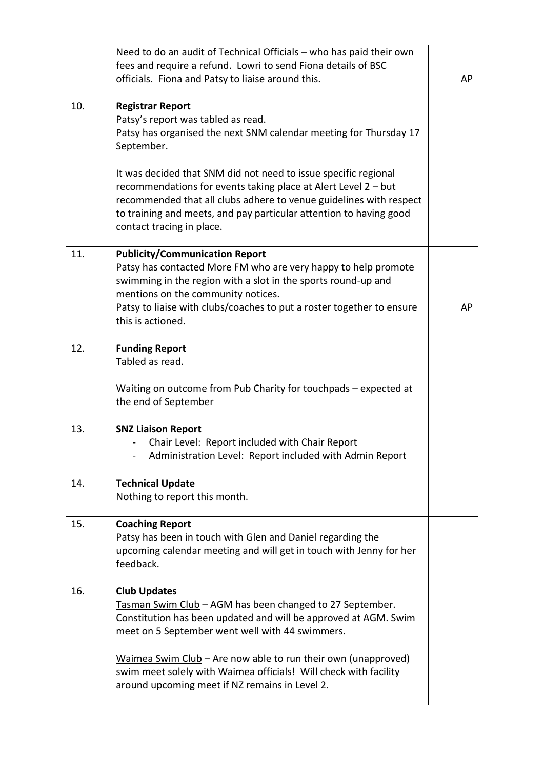| | | |
|---|---|---|
| | Need to do an audit of Technical Officials – who has paid their own fees and require a refund. Lowri to send Fiona details of BSC officials. Fiona and Patsy to liaise around this. | AP |
| 10. | **Registrar Report**<br>Patsy's report was tabled as read.<br>Patsy has organised the next SNM calendar meeting for Thursday 17 September.<br><br>It was decided that SNM did not need to issue specific regional recommendations for events taking place at Alert Level 2 – but recommended that all clubs adhere to venue guidelines with respect to training and meets, and pay particular attention to having good contact tracing in place. | |
| 11. | **Publicity/Communication Report**<br>Patsy has contacted More FM who are very happy to help promote swimming in the region with a slot in the sports round-up and mentions on the community notices.<br>Patsy to liaise with clubs/coaches to put a roster together to ensure this is actioned. | AP |
| 12. | **Funding Report**<br>Tabled as read.<br><br>Waiting on outcome from Pub Charity for touchpads – expected at the end of September | |
| 13. | **SNZ Liaison Report**<br>- Chair Level: Report included with Chair Report<br>- Administration Level: Report included with Admin Report | |
| 14. | **Technical Update**<br>Nothing to report this month. | |
| 15. | **Coaching Report**<br>Patsy has been in touch with Glen and Daniel regarding the upcoming calendar meeting and will get in touch with Jenny for her feedback. | |
| 16. | **Club Updates**<br>Tasman Swim Club – AGM has been changed to 27 September. Constitution has been updated and will be approved at AGM. Swim meet on 5 September went well with 44 swimmers.<br><br>Waimea Swim Club – Are now able to run their own (unapproved) swim meet solely with Waimea officials! Will check with facility around upcoming meet if NZ remains in Level 2. | |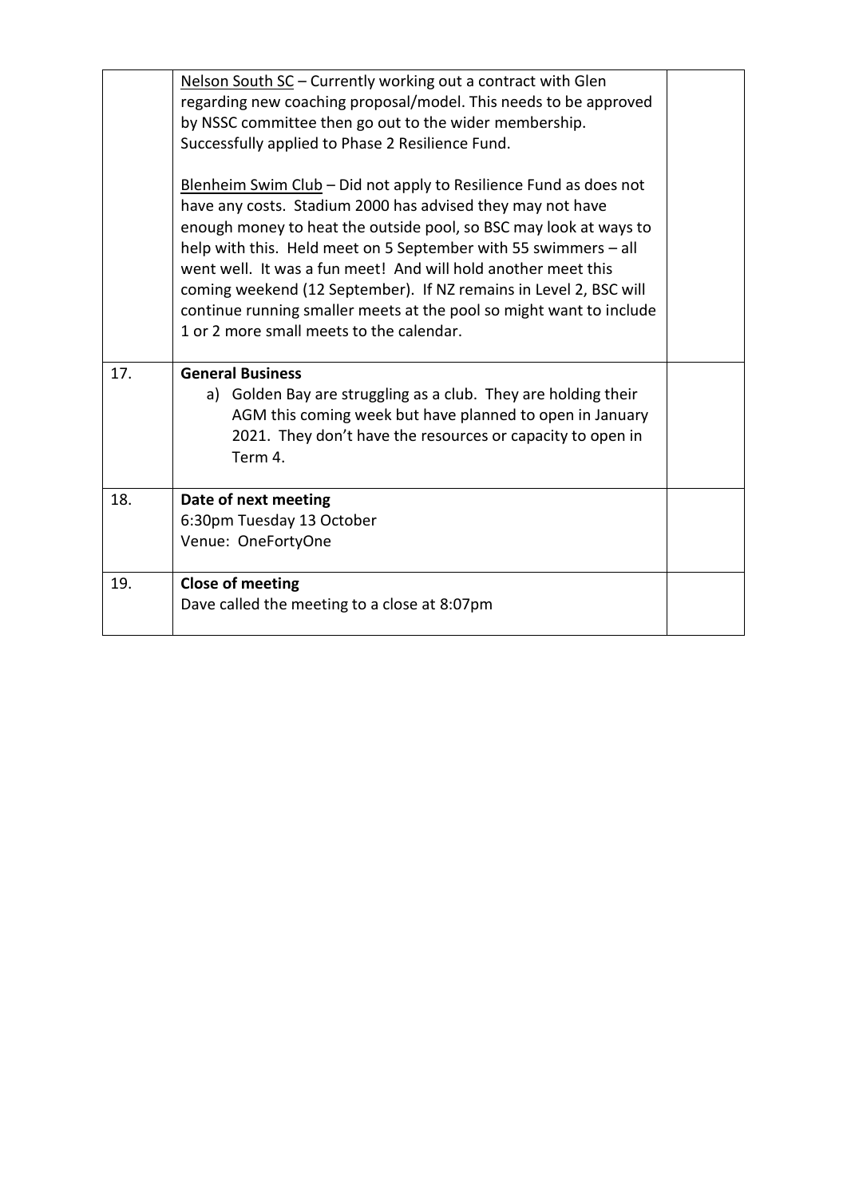| | | |
|---|---|---|
| | Nelson South SC – Currently working out a contract with Glen regarding new coaching proposal/model. This needs to be approved by NSSC committee then go out to the wider membership. Successfully applied to Phase 2 Resilience Fund.<br><br>Blenheim Swim Club – Did not apply to Resilience Fund as does not have any costs. Stadium 2000 has advised they may not have enough money to heat the outside pool, so BSC may look at ways to help with this. Held meet on 5 September with 55 swimmers – all went well. It was a fun meet! And will hold another meet this coming weekend (12 September). If NZ remains in Level 2, BSC will continue running smaller meets at the pool so might want to include 1 or 2 more small meets to the calendar. | |
| 17. | **General Business**<br>a) Golden Bay are struggling as a club. They are holding their AGM this coming week but have planned to open in January 2021. They don't have the resources or capacity to open in Term 4. | |
| 18. | **Date of next meeting**<br>6:30pm Tuesday 13 October<br>Venue: OneFortyOne | |
| 19. | **Close of meeting**<br>Dave called the meeting to a close at 8:07pm | |